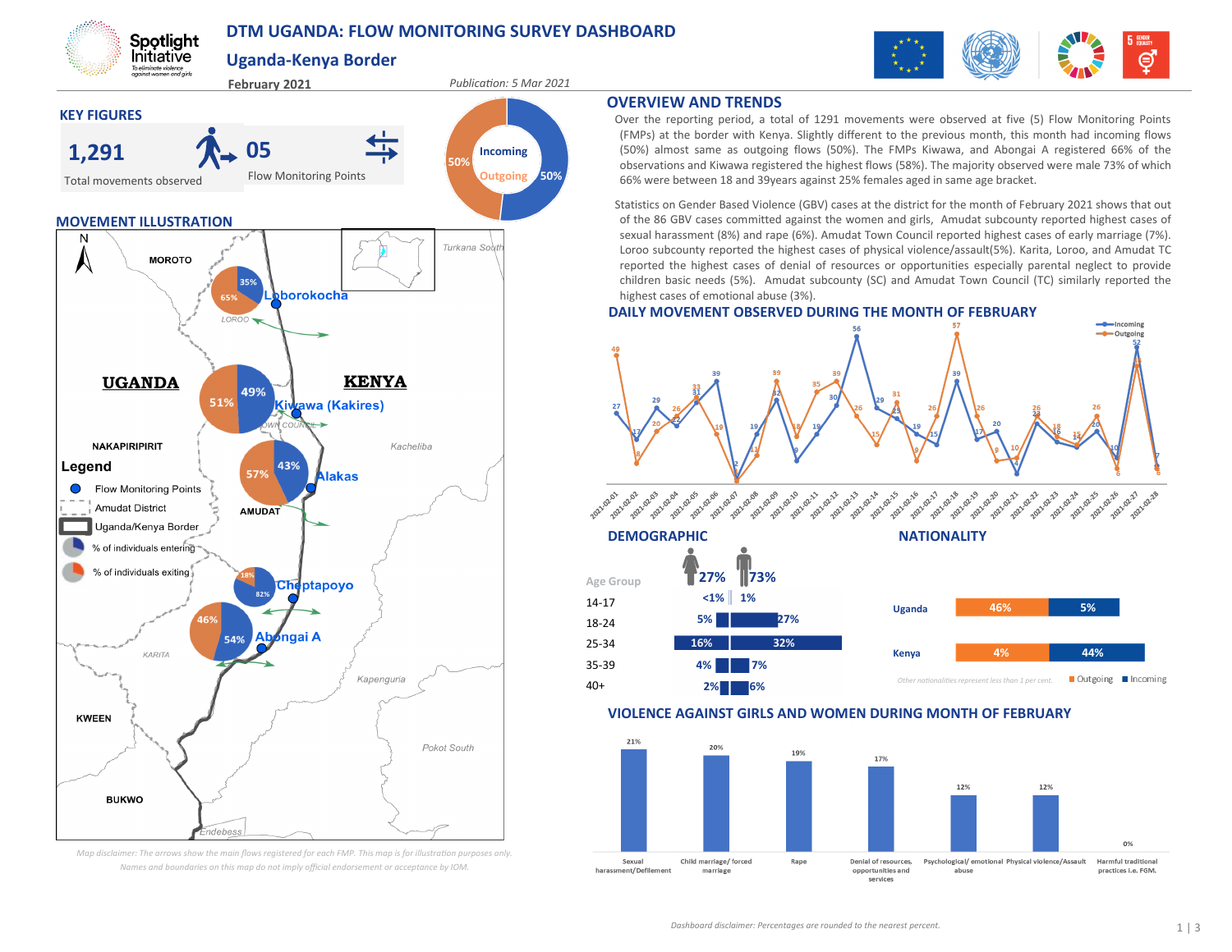# DTM UGANDA: FLOW MONITORING SURVEY DASHBOARD

## Uganda-Kenya Border

**February 2021**

*Publication: 5 Mar 2021*

## KEY FIGURES

**1,291** Total movements observed

**05** Flow Monitoring Points

Incoming 50% | Outgoing 50%

## MOVEMENT ILLUSTRATION

| Flow Monitoring Point | % Incoming | % Outgoing |
|---|---|---|
| Loborokocha | 35% | 65% |
| Kiwawa (Kakires) | 49% | 51% |
| Alakas | 43% | 57% |
| Cheptapoyo | 82% | 18% |
| Abongai A | 54% | 46% |

Legend: Flow Monitoring Points; Amudat District; Uganda/Kenya Border; % of individuals entering; % of individuals exiting

*Map disclaimer: The arrows show the main flows registered for each FMP. This map is for illustration purposes only. Names and boundaries on this map do not imply official endorsement or acceptance by IOM.*

## OVERVIEW AND TRENDS

Over the reporting period, a total of 1291 movements were observed at five (5) Flow Monitoring Points (FMPs) at the border with Kenya. Slightly different to the previous month, this month had incoming flows (50%) almost same as outgoing flows (50%). The FMPs Kiwawa, and Abongai A registered 66% of the observations and Kiwawa registered the highest flows (58%). The majority observed were male 73% of which 66% were between 18 and 39years against 25% females aged in same age bracket.

Statistics on Gender Based Violence (GBV) cases at the district for the month of February 2021 shows that out of the 86 GBV cases committed against the women and girls, Amudat subcounty reported highest cases of sexual harassment (8%) and rape (6%). Amudat Town Council reported highest cases of early marriage (7%). Loroo subcounty reported the highest cases of physical violence/assault(5%). Karita, Loroo, and Amudat TC reported the highest cases of denial of resources or opportunities especially parental neglect to provide children basic needs (5%). Amudat subcounty (SC) and Amudat Town Council (TC) similarly reported the highest cases of emotional abuse (3%).

## DAILY MOVEMENT OBSERVED DURING THE MONTH OF FEBRUARY

| Date | Incoming | Outgoing |
|---|---|---|
| 2021-02-01 | 27 | 49 |
| 2021-02-02 | 17 | 8 |
| 2021-02-03 | 29 | 20 |
| 2021-02-04 | 22 | 26 |
| 2021-02-05 | 31 | 33 |
| 2021-02-06 | 39 | 19 |
| 2021-02-07 | 2 | 0 |
| 2021-02-08 | 19 | 11 |
| 2021-02-09 | 32 | 39 |
| 2021-02-10 | 9 | 18 |
| 2021-02-11 | 19 | 35 |
| 2021-02-12 | 30 | 39 |
| 2021-02-13 | 56 | 26 |
| 2021-02-14 | 29 | 15 |
| 2021-02-15 | 24 | 31 |
| 2021-02-16 | 19 | 4 |
| 2021-02-17 | 15 | 26 |
| 2021-02-18 | 39 | 57 |
| 2021-02-19 | 17 | 26 |
| 2021-02-20 | 20 | 9 |
| 2021-02-21 | 4 | 10 |
| 2021-02-22 | 23 | 26 |
| 2021-02-23 | 16 | 18 |
| 2021-02-24 | 14 | 15 |
| 2021-02-25 | 20 | 26 |
| 2021-02-26 | 10 | 6 |
| 2021-02-27 | 52 | 45 |
| 2021-02-28 | 7 | 6 |

## DEMOGRAPHIC

Female 27% | Male 73%

| Age Group | Female | Male |
|---|---|---|
| 14-17 | <1% | 1% |
| 18-24 | 5% | 27% |
| 25-34 | 16% | 32% |
| 35-39 | 4% | 7% |
| 40+ | 2% | 6% |

## NATIONALITY

| Nationality | Outgoing | Incoming |
|---|---|---|
| Uganda | 46% | 5% |
| Kenya | 4% | 44% |

*Other nationalities represent less than 1 per cent.*

## VIOLENCE AGAINST GIRLS AND WOMEN DURING MONTH OF FEBRUARY

| Type of violence | % |
|---|---|
| Sexual harassment/Defilement | 21% |
| Child marriage/ forced marriage | 20% |
| Rape | 19% |
| Denial of resources, opportunities and services | 17% |
| Psychological/ emotional abuse | 12% |
| Physical violence/Assault | 12% |
| Harmful traditional practices i.e. FGM. | 0% |

*Dashboard disclaimer: Percentages are rounded to the nearest percent.*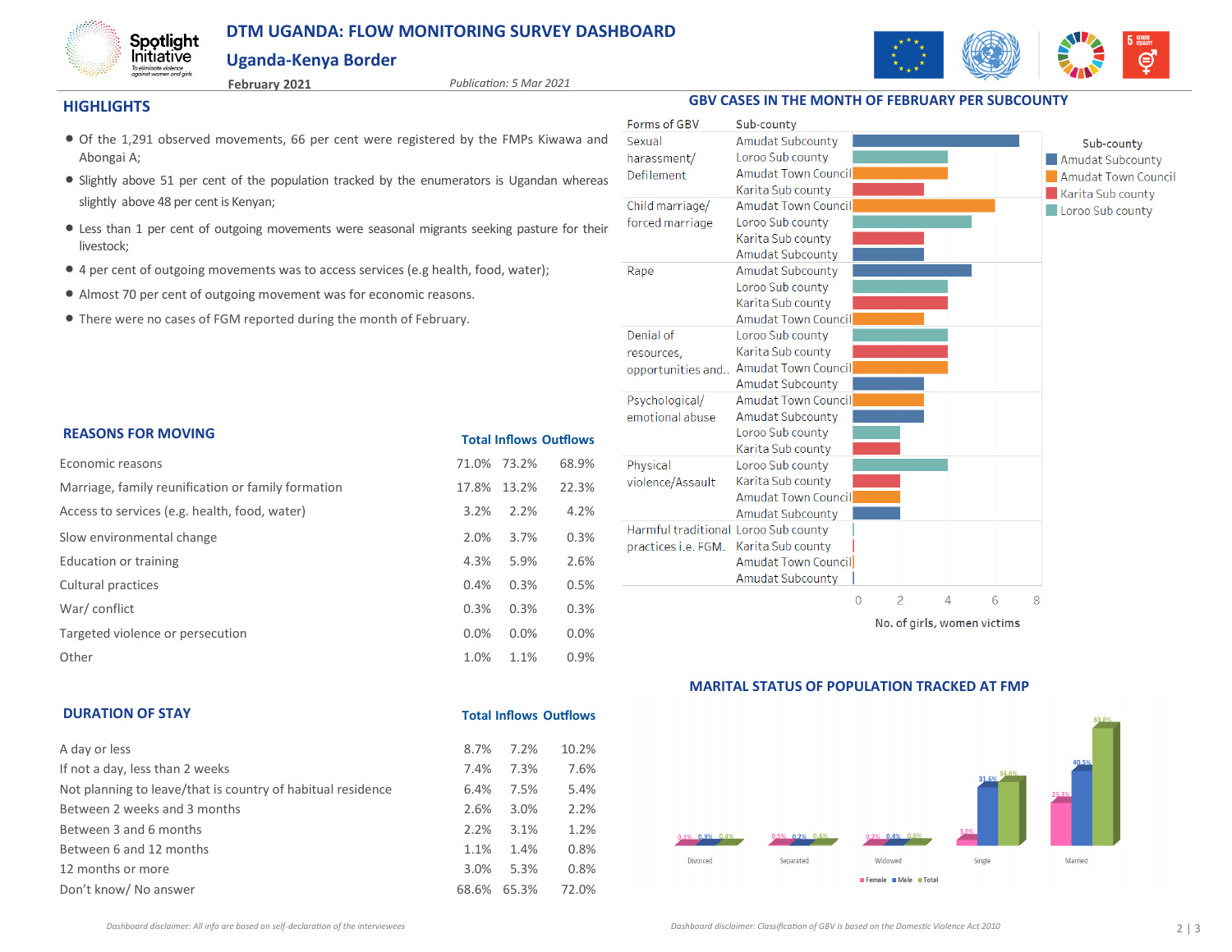# DTM UGANDA: FLOW MONITORING SURVEY DASHBOARD

## Uganda-Kenya Border

**February 2021**

*Publication: 5 Mar 2021*

## HIGHLIGHTS

- Of the 1,291 observed movements, 66 per cent were registered by the FMPs Kiwawa and Abongai A;
- Slightly above 51 per cent of the population tracked by the enumerators is Ugandan whereas slightly above 48 per cent is Kenyan;
- Less than 1 per cent of outgoing movements were seasonal migrants seeking pasture for their livestock;
- 4 per cent of outgoing movements was to access services (e.g health, food, water);
- Almost 70 per cent of outgoing movement was for economic reasons.
- There were no cases of FGM reported during the month of February.

## REASONS FOR MOVING

| | Total | Inflows | Outflows |
|---|---|---|---|
| Economic reasons | 71.0% | 73.2% | 68.9% |
| Marriage, family reunification or family formation | 17.8% | 13.2% | 22.3% |
| Access to services (e.g. health, food, water) | 3.2% | 2.2% | 4.2% |
| Slow environmental change | 2.0% | 3.7% | 0.3% |
| Education or training | 4.3% | 5.9% | 2.6% |
| Cultural practices | 0.4% | 0.3% | 0.5% |
| War/ conflict | 0.3% | 0.3% | 0.3% |
| Targeted violence or persecution | 0.0% | 0.0% | 0.0% |
| Other | 1.0% | 1.1% | 0.9% |

## DURATION OF STAY

| | Total | Inflows | Outflows |
|---|---|---|---|
| A day or less | 8.7% | 7.2% | 10.2% |
| If not a day, less than 2 weeks | 7.4% | 7.3% | 7.6% |
| Not planning to leave/that is country of habitual residence | 6.4% | 7.5% | 5.4% |
| Between 2 weeks and 3 months | 2.6% | 3.0% | 2.2% |
| Between 3 and 6 months | 2.2% | 3.1% | 1.2% |
| Between 6 and 12 months | 1.1% | 1.4% | 0.8% |
| 12 months or more | 3.0% | 5.3% | 0.8% |
| Don't know/ No answer | 68.6% | 65.3% | 72.0% |

## GBV CASES IN THE MONTH OF FEBRUARY PER SUBCOUNTY

| Forms of GBV | Sub-county | No. of girls, women victims |
|---|---|---|
| Sexual harassment/ Defilement | Amudat Subcounty | 7 |
| | Loroo Sub county | 4 |
| | Amudat Town Council | 4 |
| | Karita Sub county | 3 |
| Child marriage/ forced marriage | Amudat Town Council | 6 |
| | Loroo Sub county | 5 |
| | Karita Sub county | 3 |
| | Amudat Subcounty | 3 |
| Rape | Amudat Subcounty | 5 |
| | Loroo Sub county | 4 |
| | Karita Sub county | 4 |
| | Amudat Town Council | 3 |
| Denial of resources, opportunities and.. | Loroo Sub county | 4 |
| | Karita Sub county | 4 |
| | Amudat Town Council | 4 |
| | Amudat Subcounty | 3 |
| Psychological/ emotional abuse | Amudat Town Council | 3 |
| | Amudat Subcounty | 3 |
| | Loroo Sub county | 2 |
| | Karita Sub county | 2 |
| Physical violence/Assault | Loroo Sub county | 4 |
| | Karita Sub county | 2 |
| | Amudat Town Council | 2 |
| | Amudat Subcounty | 2 |
| Harmful traditional practices i.e. FGM. | Loroo Sub county | 0 |
| | Karita Sub county | 0 |
| | Amudat Town Council | 0 |
| | Amudat Subcounty | 0 |

## MARITAL STATUS OF POPULATION TRACKED AT FMP

| | Female | Male | Total |
|---|---|---|---|
| Divorced | 0.1% | 0.3% | 0.4% |
| Separated | 0.5% | 0.2% | 0.6% |
| Widowed | 0.2% | 0.4% | 0.6% |
| Single | 3.0% | 31.6% | 34.6% |
| Married | 23.3% | 40.5% | 63.8% |

*Dashboard disclaimer: All info are based on self-declaration of the interviewees*

*Dashboard disclaimer: Classification of GBV is based on the Domestic Violence Act 2010*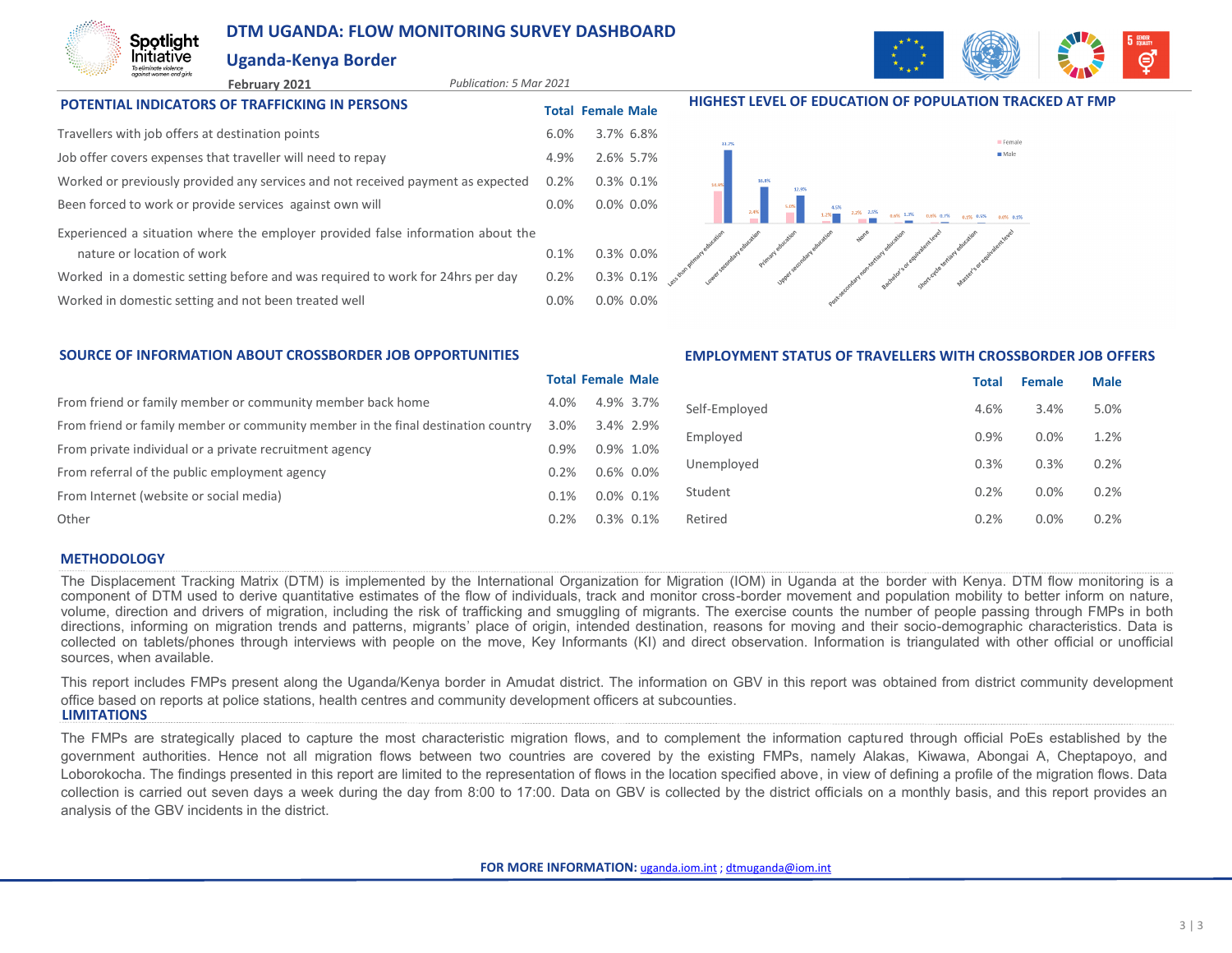# DTM UGANDA: FLOW MONITORING SURVEY DASHBOARD

## Uganda-Kenya Border

**February 2021** *Publication: 5 Mar 2021*

## POTENTIAL INDICATORS OF TRAFFICKING IN PERSONS

| | Total | Female | Male |
|---|---|---|---|
| Travellers with job offers at destination points | 6.0% | 3.7% | 6.8% |
| Job offer covers expenses that traveller will need to repay | 4.9% | 2.6% | 5.7% |
| Worked or previously provided any services and not received payment as expected | 0.2% | 0.3% | 0.1% |
| Been forced to work or provide services against own will | 0.0% | 0.0% | 0.0% |
| Experienced a situation where the employer provided false information about the nature or location of work | 0.1% | 0.3% | 0.0% |
| Worked in a domestic setting before and was required to work for 24hrs per day | 0.2% | 0.3% | 0.1% |
| Worked in domestic setting and not been treated well | 0.0% | 0.0% | 0.0% |

## HIGHEST LEVEL OF EDUCATION OF POPULATION TRACKED AT FMP

Female
Male

14.0% 31.7%
2.4% 16.8%
5.0% 12.9%
1.2% 4.5%
2.2% 2.5%
0.6% 1.3%
0.0% 0.7%
0.1% 0.5%
0.0% 0.1%

Less than primary education, Lower secondary education, Primary education, Upper secondary education, None, Post-secondary non-tertiary education, Bachelor's or equivalent level, Short-cycle tertiary education, Master's or equivalent level

## SOURCE OF INFORMATION ABOUT CROSSBORDER JOB OPPORTUNITIES

| | Total | Female | Male |
|---|---|---|---|
| From friend or family member or community member back home | 4.0% | 4.9% | 3.7% |
| From friend or family member or community member in the final destination country | 3.0% | 3.4% | 2.9% |
| From private individual or a private recruitment agency | 0.9% | 0.9% | 1.0% |
| From referral of the public employment agency | 0.2% | 0.6% | 0.0% |
| From Internet (website or social media) | 0.1% | 0.0% | 0.1% |
| Other | 0.2% | 0.3% | 0.1% |

## EMPLOYMENT STATUS OF TRAVELLERS WITH CROSSBORDER JOB OFFERS

| | Total | Female | Male |
|---|---|---|---|
| Self-Employed | 4.6% | 3.4% | 5.0% |
| Employed | 0.9% | 0.0% | 1.2% |
| Unemployed | 0.3% | 0.3% | 0.2% |
| Student | 0.2% | 0.0% | 0.2% |
| Retired | 0.2% | 0.0% | 0.2% |

## METHODOLOGY

The Displacement Tracking Matrix (DTM) is implemented by the International Organization for Migration (IOM) in Uganda at the border with Kenya. DTM flow monitoring is a component of DTM used to derive quantitative estimates of the flow of individuals, track and monitor cross-border movement and population mobility to better inform on nature, volume, direction and drivers of migration, including the risk of trafficking and smuggling of migrants. The exercise counts the number of people passing through FMPs in both directions, informing on migration trends and patterns, migrants' place of origin, intended destination, reasons for moving and their socio-demographic characteristics. Data is collected on tablets/phones through interviews with people on the move, Key Informants (KI) and direct observation. Information is triangulated with other official or unofficial sources, when available.

This report includes FMPs present along the Uganda/Kenya border in Amudat district. The information on GBV in this report was obtained from district community development office based on reports at police stations, health centres and community development officers at subcounties.

## LIMITATIONS

The FMPs are strategically placed to capture the most characteristic migration flows, and to complement the information captured through official PoEs established by the government authorities. Hence not all migration flows between two countries are covered by the existing FMPs, namely Alakas, Kiwawa, Abongai A, Cheptapoyo, and Loborokocha. The findings presented in this report are limited to the representation of flows in the location specified above, in view of defining a profile of the migration flows. Data collection is carried out seven days a week during the day from 8:00 to 17:00. Data on GBV is collected by the district officials on a monthly basis, and this report provides an analysis of the GBV incidents in the district.

**FOR MORE INFORMATION:** uganda.iom.int ; dtmuganda@iom.int